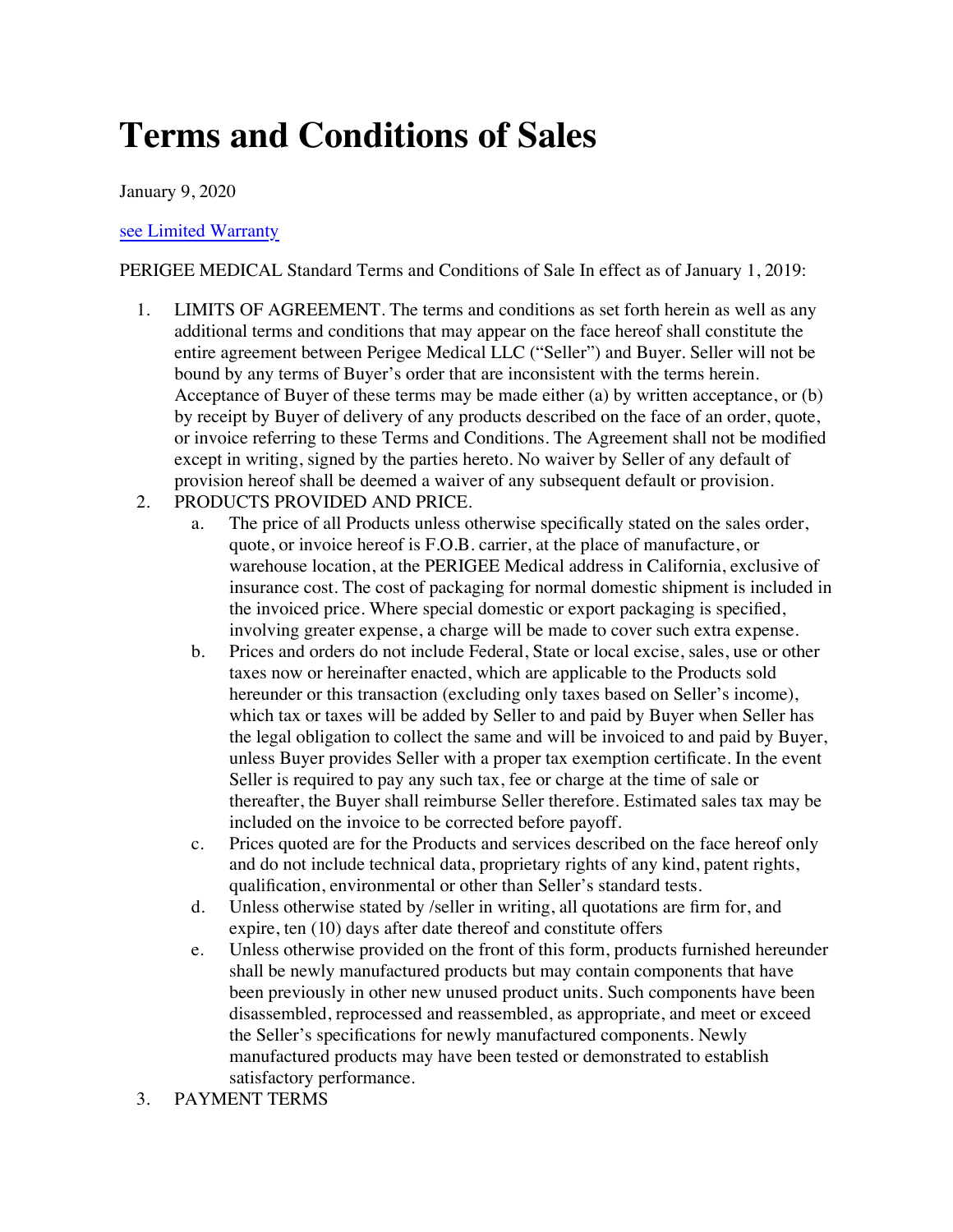# Terms and Conditions of Sales

January 9, 2020

[see Limited Warranty]

PERIGEE MEDICAL Standard Terms and Conditions of Sale In effect as of January 1, 2019:

1. LIMITS OF AGREEMENT. The terms and conditions as set forth herein as well as any additional terms and conditions that may appear on the face hereof shall constitute the entire agreement between Perigee Medical LLC ("Seller") and Buyer. Seller will not be bound by any terms of Buyer's order that are inconsistent with the terms herein. Acceptance of Buyer of these terms may be made either (a) by written acceptance, or (b) by receipt by Buyer of delivery of any products described on the face of an order, quote, or invoice referring to these Terms and Conditions. The Agreement shall not be modified except in writing, signed by the parties hereto. No waiver by Seller of any default of provision hereof shall be deemed a waiver of any subsequent default or provision.
2. PRODUCTS PROVIDED AND PRICE.
   a. The price of all Products unless otherwise specifically stated on the sales order, quote, or invoice hereof is F.O.B. carrier, at the place of manufacture, or warehouse location, at the PERIGEE Medical address in California, exclusive of insurance cost. The cost of packaging for normal domestic shipment is included in the invoiced price. Where special domestic or export packaging is specified, involving greater expense, a charge will be made to cover such extra expense.
   b. Prices and orders do not include Federal, State or local excise, sales, use or other taxes now or hereinafter enacted, which are applicable to the Products sold hereunder or this transaction (excluding only taxes based on Seller's income), which tax or taxes will be added by Seller to and paid by Buyer when Seller has the legal obligation to collect the same and will be invoiced to and paid by Buyer, unless Buyer provides Seller with a proper tax exemption certificate. In the event Seller is required to pay any such tax, fee or charge at the time of sale or thereafter, the Buyer shall reimburse Seller therefore. Estimated sales tax may be included on the invoice to be corrected before payoff.
   c. Prices quoted are for the Products and services described on the face hereof only and do not include technical data, proprietary rights of any kind, patent rights, qualification, environmental or other than Seller's standard tests.
   d. Unless otherwise stated by /seller in writing, all quotations are firm for, and expire, ten (10) days after date thereof and constitute offers
   e. Unless otherwise provided on the front of this form, products furnished hereunder shall be newly manufactured products but may contain components that have been previously in other new unused product units. Such components have been disassembled, reprocessed and reassembled, as appropriate, and meet or exceed the Seller's specifications for newly manufactured components. Newly manufactured products may have been tested or demonstrated to establish satisfactory performance.
3. PAYMENT TERMS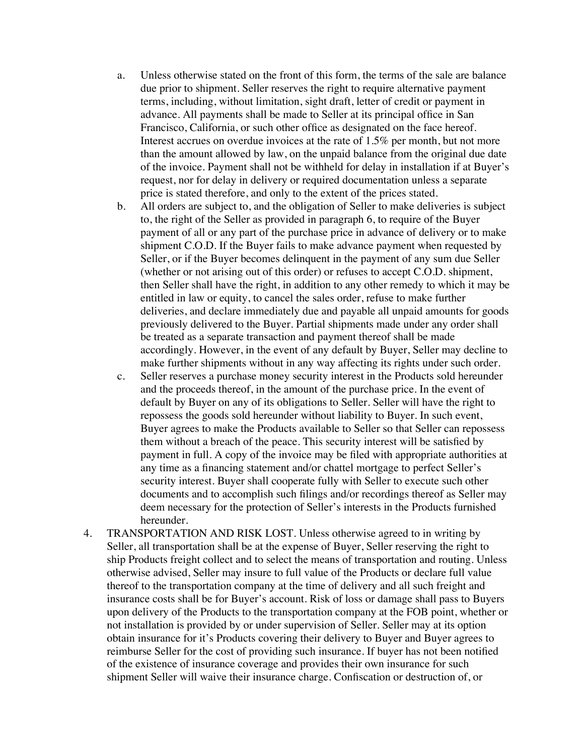a. Unless otherwise stated on the front of this form, the terms of the sale are balance due prior to shipment. Seller reserves the right to require alternative payment terms, including, without limitation, sight draft, letter of credit or payment in advance. All payments shall be made to Seller at its principal office in San Francisco, California, or such other office as designated on the face hereof. Interest accrues on overdue invoices at the rate of 1.5% per month, but not more than the amount allowed by law, on the unpaid balance from the original due date of the invoice. Payment shall not be withheld for delay in installation if at Buyer's request, nor for delay in delivery or required documentation unless a separate price is stated therefore, and only to the extent of the prices stated.

b. All orders are subject to, and the obligation of Seller to make deliveries is subject to, the right of the Seller as provided in paragraph 6, to require of the Buyer payment of all or any part of the purchase price in advance of delivery or to make shipment C.O.D. If the Buyer fails to make advance payment when requested by Seller, or if the Buyer becomes delinquent in the payment of any sum due Seller (whether or not arising out of this order) or refuses to accept C.O.D. shipment, then Seller shall have the right, in addition to any other remedy to which it may be entitled in law or equity, to cancel the sales order, refuse to make further deliveries, and declare immediately due and payable all unpaid amounts for goods previously delivered to the Buyer. Partial shipments made under any order shall be treated as a separate transaction and payment thereof shall be made accordingly. However, in the event of any default by Buyer, Seller may decline to make further shipments without in any way affecting its rights under such order.

c. Seller reserves a purchase money security interest in the Products sold hereunder and the proceeds thereof, in the amount of the purchase price. In the event of default by Buyer on any of its obligations to Seller. Seller will have the right to repossess the goods sold hereunder without liability to Buyer. In such event, Buyer agrees to make the Products available to Seller so that Seller can repossess them without a breach of the peace. This security interest will be satisfied by payment in full. A copy of the invoice may be filed with appropriate authorities at any time as a financing statement and/or chattel mortgage to perfect Seller's security interest. Buyer shall cooperate fully with Seller to execute such other documents and to accomplish such filings and/or recordings thereof as Seller may deem necessary for the protection of Seller's interests in the Products furnished hereunder.

4. TRANSPORTATION AND RISK LOST. Unless otherwise agreed to in writing by Seller, all transportation shall be at the expense of Buyer, Seller reserving the right to ship Products freight collect and to select the means of transportation and routing. Unless otherwise advised, Seller may insure to full value of the Products or declare full value thereof to the transportation company at the time of delivery and all such freight and insurance costs shall be for Buyer's account. Risk of loss or damage shall pass to Buyers upon delivery of the Products to the transportation company at the FOB point, whether or not installation is provided by or under supervision of Seller. Seller may at its option obtain insurance for it's Products covering their delivery to Buyer and Buyer agrees to reimburse Seller for the cost of providing such insurance. If buyer has not been notified of the existence of insurance coverage and provides their own insurance for such shipment Seller will waive their insurance charge. Confiscation or destruction of, or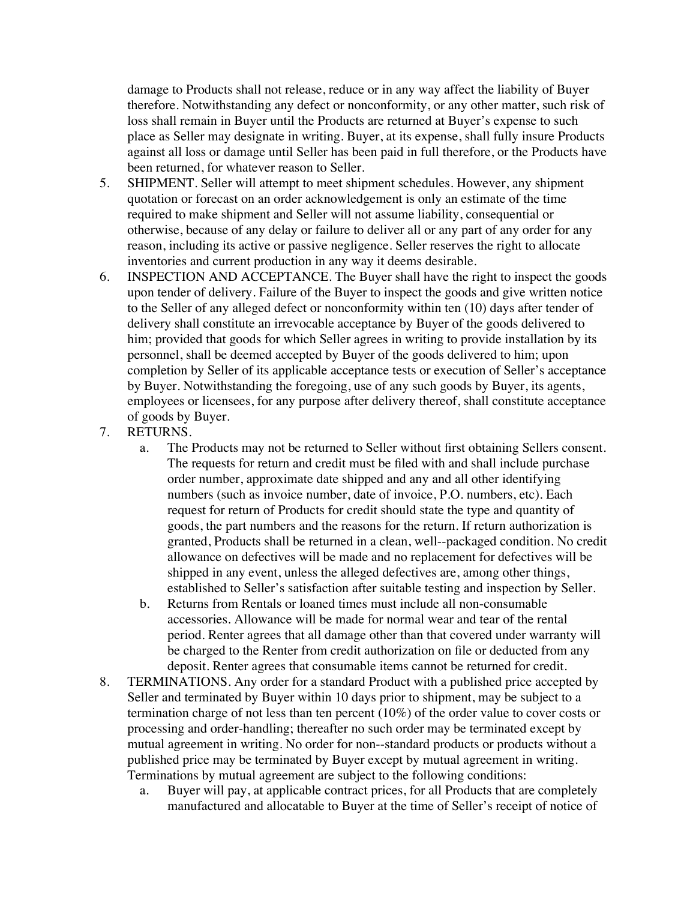damage to Products shall not release, reduce or in any way affect the liability of Buyer therefore. Notwithstanding any defect or nonconformity, or any other matter, such risk of loss shall remain in Buyer until the Products are returned at Buyer's expense to such place as Seller may designate in writing. Buyer, at its expense, shall fully insure Products against all loss or damage until Seller has been paid in full therefore, or the Products have been returned, for whatever reason to Seller.

5. SHIPMENT. Seller will attempt to meet shipment schedules. However, any shipment quotation or forecast on an order acknowledgement is only an estimate of the time required to make shipment and Seller will not assume liability, consequential or otherwise, because of any delay or failure to deliver all or any part of any order for any reason, including its active or passive negligence. Seller reserves the right to allocate inventories and current production in any way it deems desirable.
6. INSPECTION AND ACCEPTANCE. The Buyer shall have the right to inspect the goods upon tender of delivery. Failure of the Buyer to inspect the goods and give written notice to the Seller of any alleged defect or nonconformity within ten (10) days after tender of delivery shall constitute an irrevocable acceptance by Buyer of the goods delivered to him; provided that goods for which Seller agrees in writing to provide installation by its personnel, shall be deemed accepted by Buyer of the goods delivered to him; upon completion by Seller of its applicable acceptance tests or execution of Seller's acceptance by Buyer. Notwithstanding the foregoing, use of any such goods by Buyer, its agents, employees or licensees, for any purpose after delivery thereof, shall constitute acceptance of goods by Buyer.
7. RETURNS.
   a. The Products may not be returned to Seller without first obtaining Sellers consent. The requests for return and credit must be filed with and shall include purchase order number, approximate date shipped and any and all other identifying numbers (such as invoice number, date of invoice, P.O. numbers, etc). Each request for return of Products for credit should state the type and quantity of goods, the part numbers and the reasons for the return. If return authorization is granted, Products shall be returned in a clean, well--packaged condition. No credit allowance on defectives will be made and no replacement for defectives will be shipped in any event, unless the alleged defectives are, among other things, established to Seller's satisfaction after suitable testing and inspection by Seller.
   b. Returns from Rentals or loaned times must include all non-consumable accessories. Allowance will be made for normal wear and tear of the rental period. Renter agrees that all damage other than that covered under warranty will be charged to the Renter from credit authorization on file or deducted from any deposit. Renter agrees that consumable items cannot be returned for credit.
8. TERMINATIONS. Any order for a standard Product with a published price accepted by Seller and terminated by Buyer within 10 days prior to shipment, may be subject to a termination charge of not less than ten percent (10%) of the order value to cover costs or processing and order-handling; thereafter no such order may be terminated except by mutual agreement in writing. No order for non--standard products or products without a published price may be terminated by Buyer except by mutual agreement in writing. Terminations by mutual agreement are subject to the following conditions:
   a. Buyer will pay, at applicable contract prices, for all Products that are completely manufactured and allocatable to Buyer at the time of Seller's receipt of notice of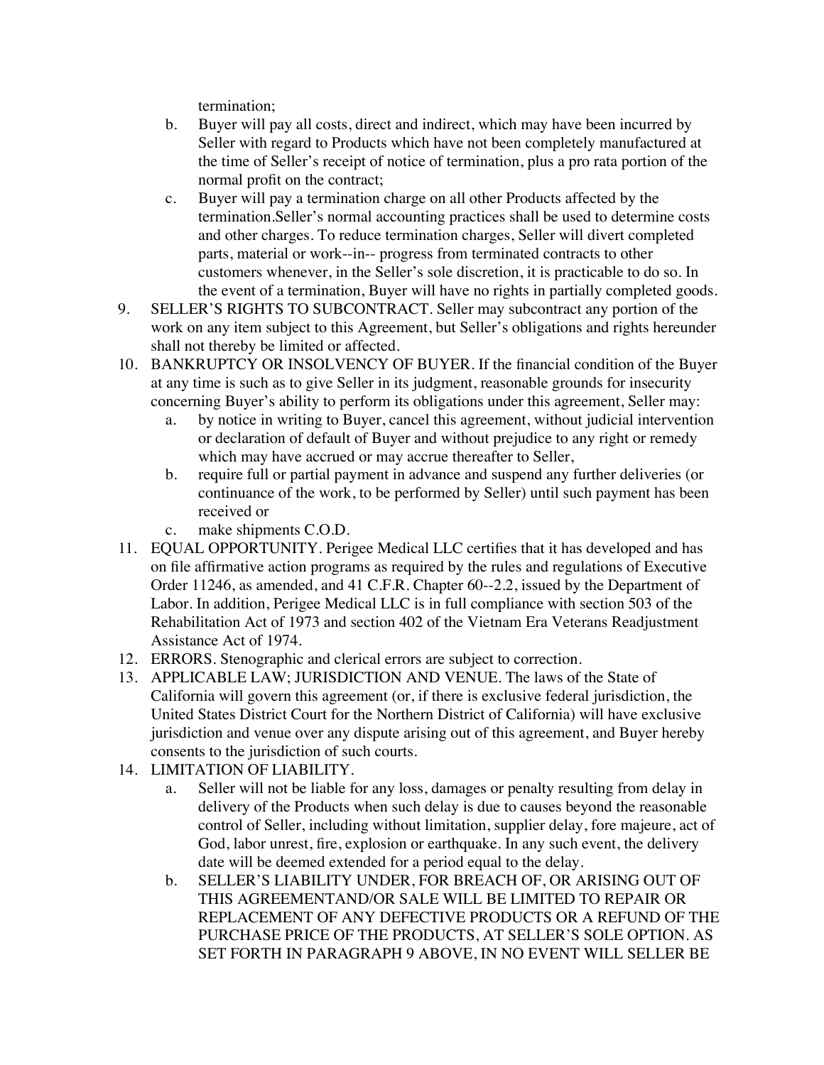termination;

   b. Buyer will pay all costs, direct and indirect, which may have been incurred by Seller with regard to Products which have not been completely manufactured at the time of Seller's receipt of notice of termination, plus a pro rata portion of the normal profit on the contract;
   c. Buyer will pay a termination charge on all other Products affected by the termination.Seller's normal accounting practices shall be used to determine costs and other charges. To reduce termination charges, Seller will divert completed parts, material or work--in-- progress from terminated contracts to other customers whenever, in the Seller's sole discretion, it is practicable to do so. In the event of a termination, Buyer will have no rights in partially completed goods.

9. SELLER'S RIGHTS TO SUBCONTRACT. Seller may subcontract any portion of the work on any item subject to this Agreement, but Seller's obligations and rights hereunder shall not thereby be limited or affected.
10. BANKRUPTCY OR INSOLVENCY OF BUYER. If the financial condition of the Buyer at any time is such as to give Seller in its judgment, reasonable grounds for insecurity concerning Buyer's ability to perform its obligations under this agreement, Seller may:
    a. by notice in writing to Buyer, cancel this agreement, without judicial intervention or declaration of default of Buyer and without prejudice to any right or remedy which may have accrued or may accrue thereafter to Seller,
    b. require full or partial payment in advance and suspend any further deliveries (or continuance of the work, to be performed by Seller) until such payment has been received or
    c. make shipments C.O.D.
11. EQUAL OPPORTUNITY. Perigee Medical LLC certifies that it has developed and has on file affirmative action programs as required by the rules and regulations of Executive Order 11246, as amended, and 41 C.F.R. Chapter 60--2.2, issued by the Department of Labor. In addition, Perigee Medical LLC is in full compliance with section 503 of the Rehabilitation Act of 1973 and section 402 of the Vietnam Era Veterans Readjustment Assistance Act of 1974.
12. ERRORS. Stenographic and clerical errors are subject to correction.
13. APPLICABLE LAW; JURISDICTION AND VENUE. The laws of the State of California will govern this agreement (or, if there is exclusive federal jurisdiction, the United States District Court for the Northern District of California) will have exclusive jurisdiction and venue over any dispute arising out of this agreement, and Buyer hereby consents to the jurisdiction of such courts.
14. LIMITATION OF LIABILITY.
    a. Seller will not be liable for any loss, damages or penalty resulting from delay in delivery of the Products when such delay is due to causes beyond the reasonable control of Seller, including without limitation, supplier delay, fore majeure, act of God, labor unrest, fire, explosion or earthquake. In any such event, the delivery date will be deemed extended for a period equal to the delay.
    b. SELLER'S LIABILITY UNDER, FOR BREACH OF, OR ARISING OUT OF THIS AGREEMENTAND/OR SALE WILL BE LIMITED TO REPAIR OR REPLACEMENT OF ANY DEFECTIVE PRODUCTS OR A REFUND OF THE PURCHASE PRICE OF THE PRODUCTS, AT SELLER'S SOLE OPTION. AS SET FORTH IN PARAGRAPH 9 ABOVE, IN NO EVENT WILL SELLER BE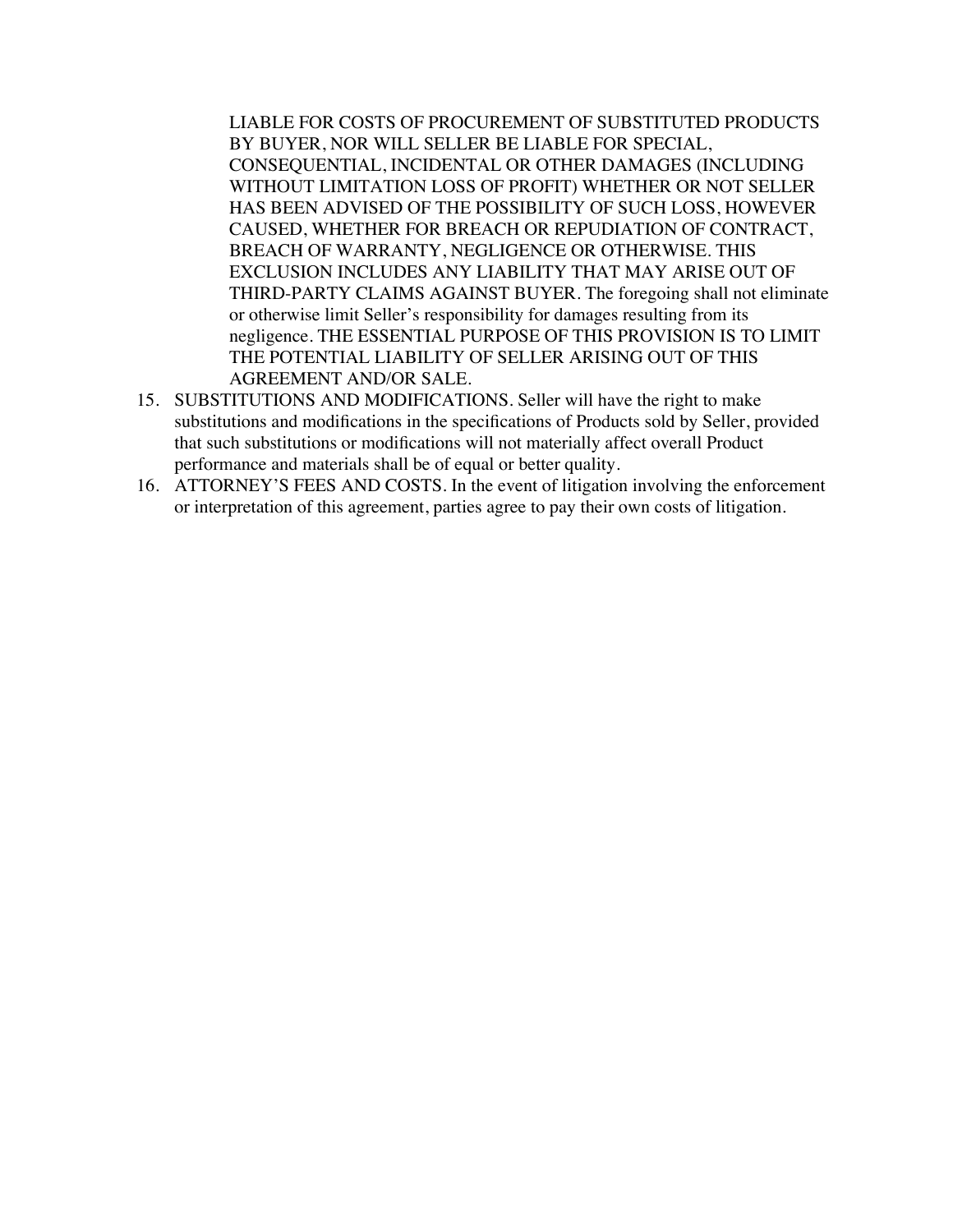LIABLE FOR COSTS OF PROCUREMENT OF SUBSTITUTED PRODUCTS BY BUYER, NOR WILL SELLER BE LIABLE FOR SPECIAL, CONSEQUENTIAL, INCIDENTAL OR OTHER DAMAGES (INCLUDING WITHOUT LIMITATION LOSS OF PROFIT) WHETHER OR NOT SELLER HAS BEEN ADVISED OF THE POSSIBILITY OF SUCH LOSS, HOWEVER CAUSED, WHETHER FOR BREACH OR REPUDIATION OF CONTRACT, BREACH OF WARRANTY, NEGLIGENCE OR OTHERWISE. THIS EXCLUSION INCLUDES ANY LIABILITY THAT MAY ARISE OUT OF THIRD-PARTY CLAIMS AGAINST BUYER. The foregoing shall not eliminate or otherwise limit Seller's responsibility for damages resulting from its negligence. THE ESSENTIAL PURPOSE OF THIS PROVISION IS TO LIMIT THE POTENTIAL LIABILITY OF SELLER ARISING OUT OF THIS AGREEMENT AND/OR SALE.

15. SUBSTITUTIONS AND MODIFICATIONS. Seller will have the right to make substitutions and modifications in the specifications of Products sold by Seller, provided that such substitutions or modifications will not materially affect overall Product performance and materials shall be of equal or better quality.
16. ATTORNEY'S FEES AND COSTS. In the event of litigation involving the enforcement or interpretation of this agreement, parties agree to pay their own costs of litigation.